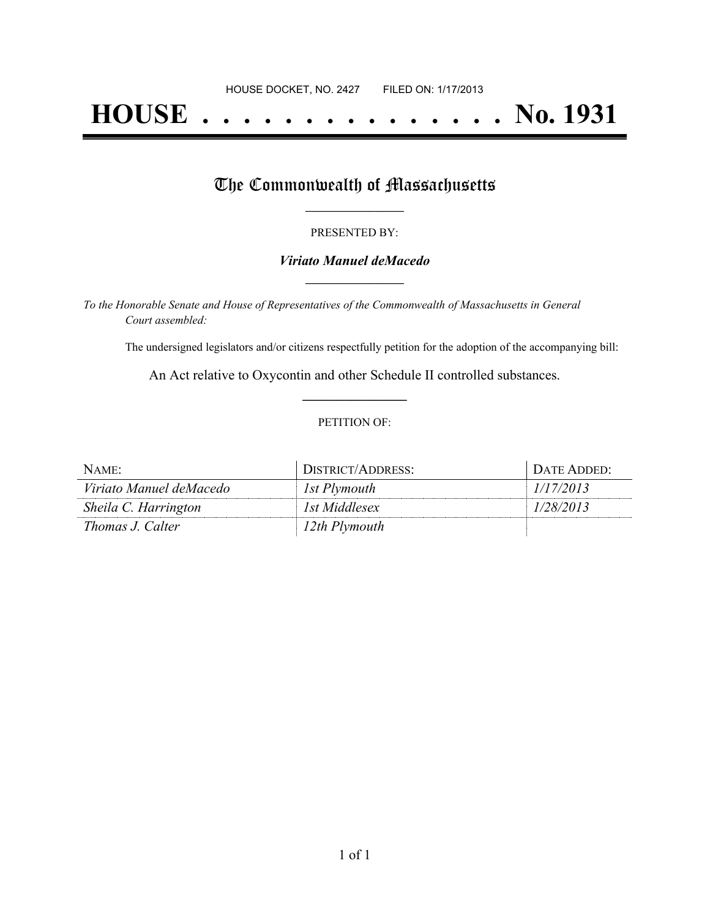HOUSE DOCKET, NO. 2427        FILED ON: 1/17/2013

# HOUSE . . . . . . . . . . . . . . . No. 1931

## The Commonwealth of Massachusetts

PRESENTED BY:

***Viriato Manuel deMacedo***

*To the Honorable Senate and House of Representatives of the Commonwealth of Massachusetts in General Court assembled:*

The undersigned legislators and/or citizens respectfully petition for the adoption of the accompanying bill:

An Act relative to Oxycontin and other Schedule II controlled substances.

PETITION OF:

| NAME: | DISTRICT/ADDRESS: | DATE ADDED: |
| --- | --- | --- |
| *Viriato Manuel deMacedo* | *1st Plymouth* | *1/17/2013* |
| *Sheila C. Harrington* | *1st Middlesex* | *1/28/2013* |
| *Thomas J. Calter* | *12th Plymouth* | |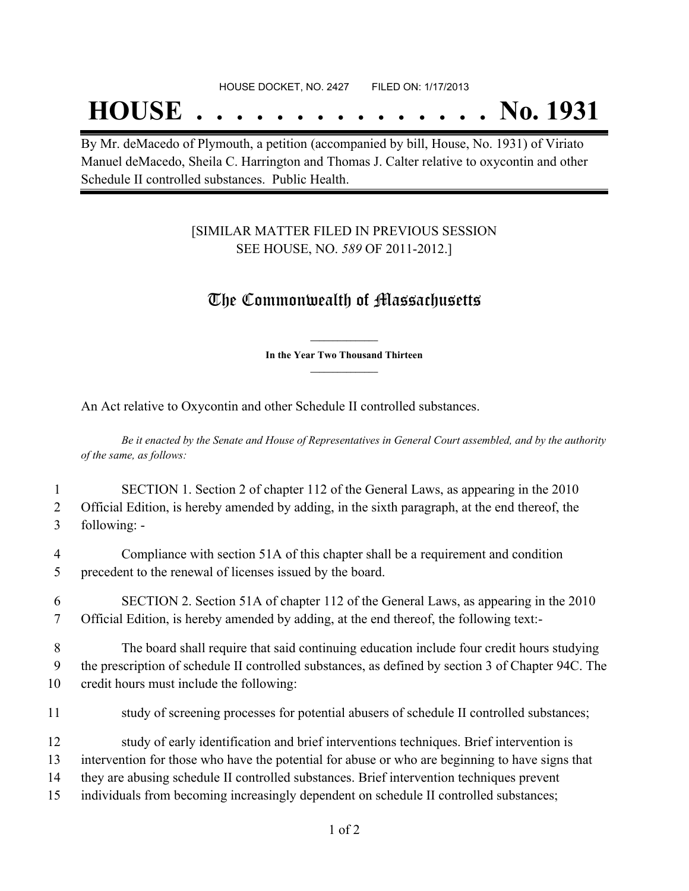HOUSE DOCKET, NO. 2427 FILED ON: 1/17/2013

# HOUSE . . . . . . . . . . . . . . . No. 1931

By Mr. deMacedo of Plymouth, a petition (accompanied by bill, House, No. 1931) of Viriato Manuel deMacedo, Sheila C. Harrington and Thomas J. Calter relative to oxycontin and other Schedule II controlled substances. Public Health.

[SIMILAR MATTER FILED IN PREVIOUS SESSION
SEE HOUSE, NO. *589* OF 2011-2012.]

## The Commonwealth of Massachusetts

**In the Year Two Thousand Thirteen**

An Act relative to Oxycontin and other Schedule II controlled substances.

*Be it enacted by the Senate and House of Representatives in General Court assembled, and by the authority of the same, as follows:*

1 SECTION 1. Section 2 of chapter 112 of the General Laws, as appearing in the 2010
2 Official Edition, is hereby amended by adding, in the sixth paragraph, at the end thereof, the
3 following: -

4 Compliance with section 51A of this chapter shall be a requirement and condition
5 precedent to the renewal of licenses issued by the board.

6 SECTION 2. Section 51A of chapter 112 of the General Laws, as appearing in the 2010
7 Official Edition, is hereby amended by adding, at the end thereof, the following text:-

8 The board shall require that said continuing education include four credit hours studying
9 the prescription of schedule II controlled substances, as defined by section 3 of Chapter 94C. The
10 credit hours must include the following:

11 study of screening processes for potential abusers of schedule II controlled substances;

12 study of early identification and brief interventions techniques. Brief intervention is
13 intervention for those who have the potential for abuse or who are beginning to have signs that
14 they are abusing schedule II controlled substances. Brief intervention techniques prevent
15 individuals from becoming increasingly dependent on schedule II controlled substances;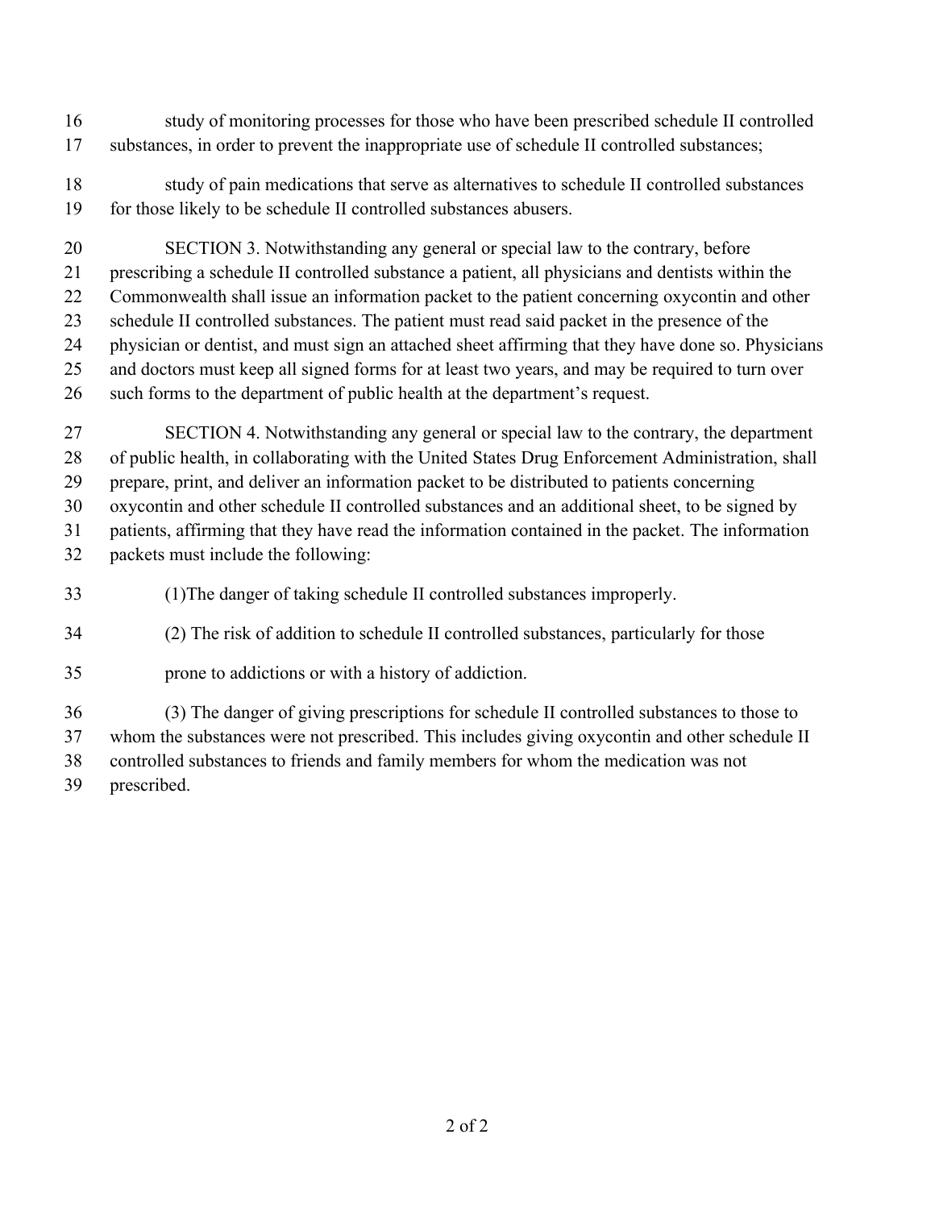study of monitoring processes for those who have been prescribed schedule II controlled substances, in order to prevent the inappropriate use of schedule II controlled substances;

study of pain medications that serve as alternatives to schedule II controlled substances for those likely to be schedule II controlled substances abusers.

SECTION 3. Notwithstanding any general or special law to the contrary, before prescribing a schedule II controlled substance a patient, all physicians and dentists within the Commonwealth shall issue an information packet to the patient concerning oxycontin and other schedule II controlled substances. The patient must read said packet in the presence of the physician or dentist, and must sign an attached sheet affirming that they have done so. Physicians and doctors must keep all signed forms for at least two years, and may be required to turn over such forms to the department of public health at the department's request.

SECTION 4. Notwithstanding any general or special law to the contrary, the department of public health, in collaborating with the United States Drug Enforcement Administration, shall prepare, print, and deliver an information packet to be distributed to patients concerning oxycontin and other schedule II controlled substances and an additional sheet, to be signed by patients, affirming that they have read the information contained in the packet. The information packets must include the following:

(1)The danger of taking schedule II controlled substances improperly.

(2) The risk of addition to schedule II controlled substances, particularly for those

prone to addictions or with a history of addiction.

(3) The danger of giving prescriptions for schedule II controlled substances to those to whom the substances were not prescribed. This includes giving oxycontin and other schedule II controlled substances to friends and family members for whom the medication was not prescribed.